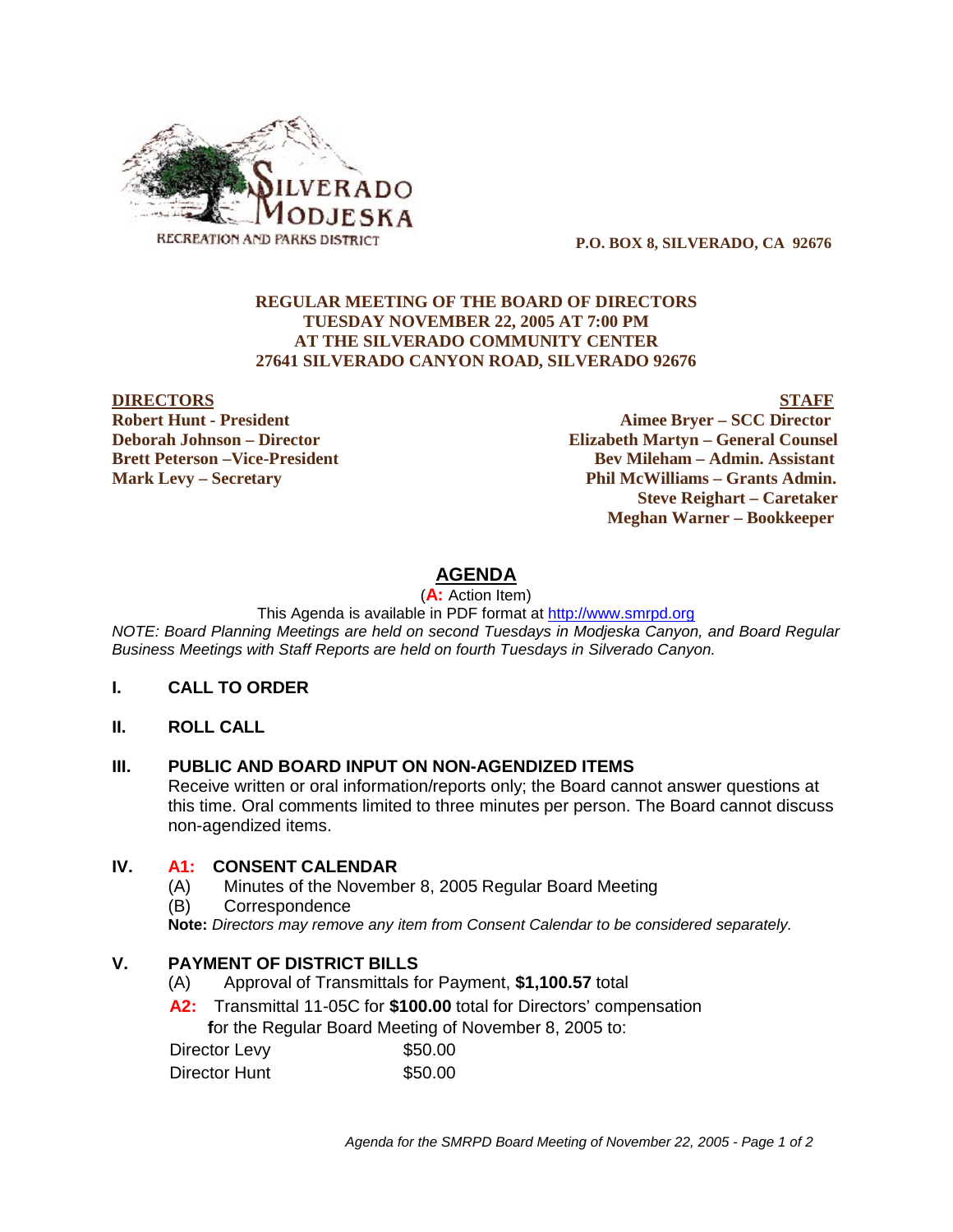SILVERADO MODJESKA
RECREATION AND PARKS DISTRICT

**P.O. BOX 8, SILVERADO, CA 92676**

**REGULAR MEETING OF THE BOARD OF DIRECTORS**
**TUESDAY NOVEMBER 22, 2005 AT 7:00 PM**
**AT THE SILVERADO COMMUNITY CENTER**
**27641 SILVERADO CANYON ROAD, SILVERADO 92676**

| **DIRECTORS** | **STAFF** |
| --- | --- |
| **Robert Hunt - President** | **Aimee Bryer – SCC Director** |
| **Deborah Johnson – Director** | **Elizabeth Martyn – General Counsel** |
| **Brett Peterson –Vice-President** | **Bev Mileham – Admin. Assistant** |
| **Mark Levy – Secretary** | **Phil McWilliams – Grants Admin.** |
| | **Steve Reighart – Caretaker** |
| | **Meghan Warner – Bookkeeper** |

# AGENDA

(**A:** Action Item)

This Agenda is available in PDF format at http://www.smrpd.org

*NOTE: Board Planning Meetings are held on second Tuesdays in Modjeska Canyon, and Board Regular Business Meetings with Staff Reports are held on fourth Tuesdays in Silverado Canyon.*

## I. CALL TO ORDER

## II. ROLL CALL

## III. PUBLIC AND BOARD INPUT ON NON-AGENDIZED ITEMS

Receive written or oral information/reports only; the Board cannot answer questions at this time. Oral comments limited to three minutes per person. The Board cannot discuss non-agendized items.

## IV. A1: CONSENT CALENDAR

(A) Minutes of the November 8, 2005 Regular Board Meeting

(B) Correspondence

**Note:** *Directors may remove any item from Consent Calendar to be considered separately.*

## V. PAYMENT OF DISTRICT BILLS

(A) Approval of Transmittals for Payment, **$1,100.57** total

**A2:** Transmittal 11-05C for **$100.00** total for Directors' compensation **f**or the Regular Board Meeting of November 8, 2005 to:

| | |
| --- | --- |
| Director Levy | $50.00 |
| Director Hunt | $50.00 |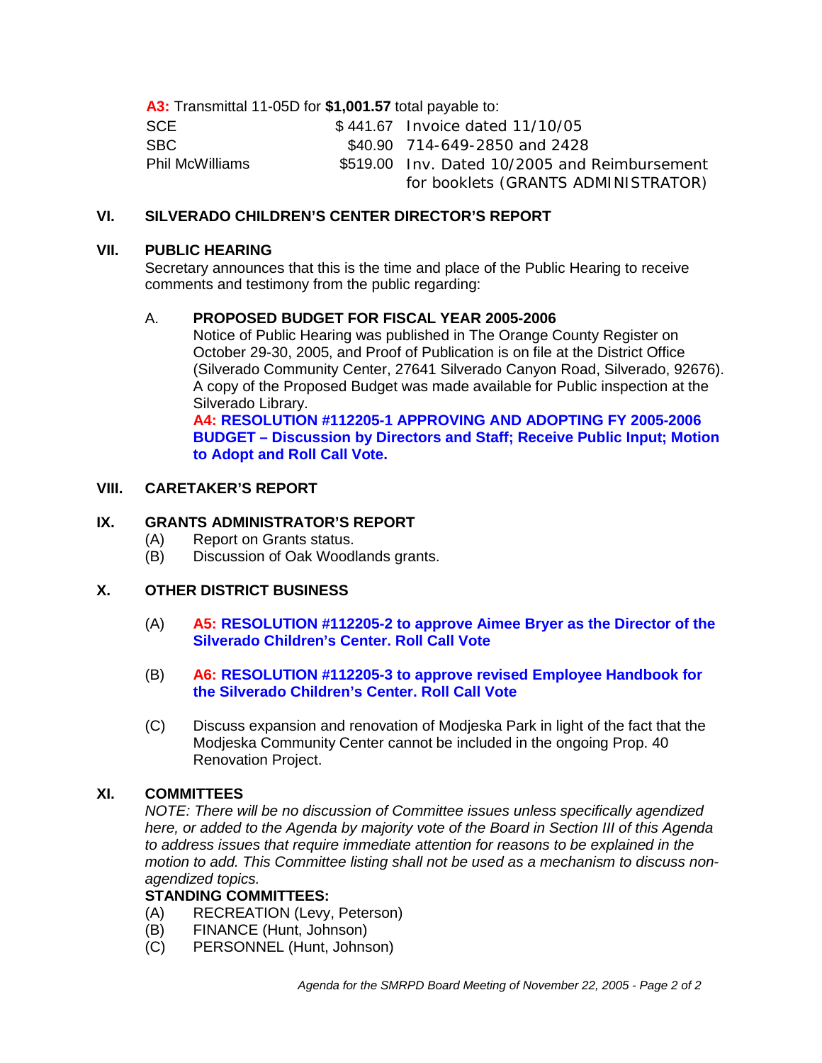**A3:** Transmittal 11-05D for **$1,001.57** total payable to:

| | | |
|---|---|---|
| SCE | $ 441.67 | Invoice dated 11/10/05 |
| SBC | $40.90 | 714-649-2850 and 2428 |
| Phil McWilliams | $519.00 | Inv. Dated 10/2005 and Reimbursement for booklets (GRANTS ADMINISTRATOR) |

## VI. SILVERADO CHILDREN'S CENTER DIRECTOR'S REPORT

## VII. PUBLIC HEARING

Secretary announces that this is the time and place of the Public Hearing to receive comments and testimony from the public regarding:

A. **PROPOSED BUDGET FOR FISCAL YEAR 2005-2006**

Notice of Public Hearing was published in The Orange County Register on October 29-30, 2005, and Proof of Publication is on file at the District Office (Silverado Community Center, 27641 Silverado Canyon Road, Silverado, 92676). A copy of the Proposed Budget was made available for Public inspection at the Silverado Library.

**A4: RESOLUTION #112205-1 APPROVING AND ADOPTING FY 2005-2006 BUDGET – Discussion by Directors and Staff; Receive Public Input; Motion to Adopt and Roll Call Vote.**

## VIII. CARETAKER'S REPORT

## IX. GRANTS ADMINISTRATOR'S REPORT

(A) Report on Grants status.

(B) Discussion of Oak Woodlands grants.

## X. OTHER DISTRICT BUSINESS

(A) **A5: RESOLUTION #112205-2 to approve Aimee Bryer as the Director of the Silverado Children's Center. Roll Call Vote**

(B) **A6: RESOLUTION #112205-3 to approve revised Employee Handbook for the Silverado Children's Center. Roll Call Vote**

(C) Discuss expansion and renovation of Modjeska Park in light of the fact that the Modjeska Community Center cannot be included in the ongoing Prop. 40 Renovation Project.

## XI. COMMITTEES

*NOTE: There will be no discussion of Committee issues unless specifically agendized here, or added to the Agenda by majority vote of the Board in Section III of this Agenda to address issues that require immediate attention for reasons to be explained in the motion to add. This Committee listing shall not be used as a mechanism to discuss non-agendized topics.*

**STANDING COMMITTEES:**

(A) RECREATION (Levy, Peterson)

(B) FINANCE (Hunt, Johnson)

(C) PERSONNEL (Hunt, Johnson)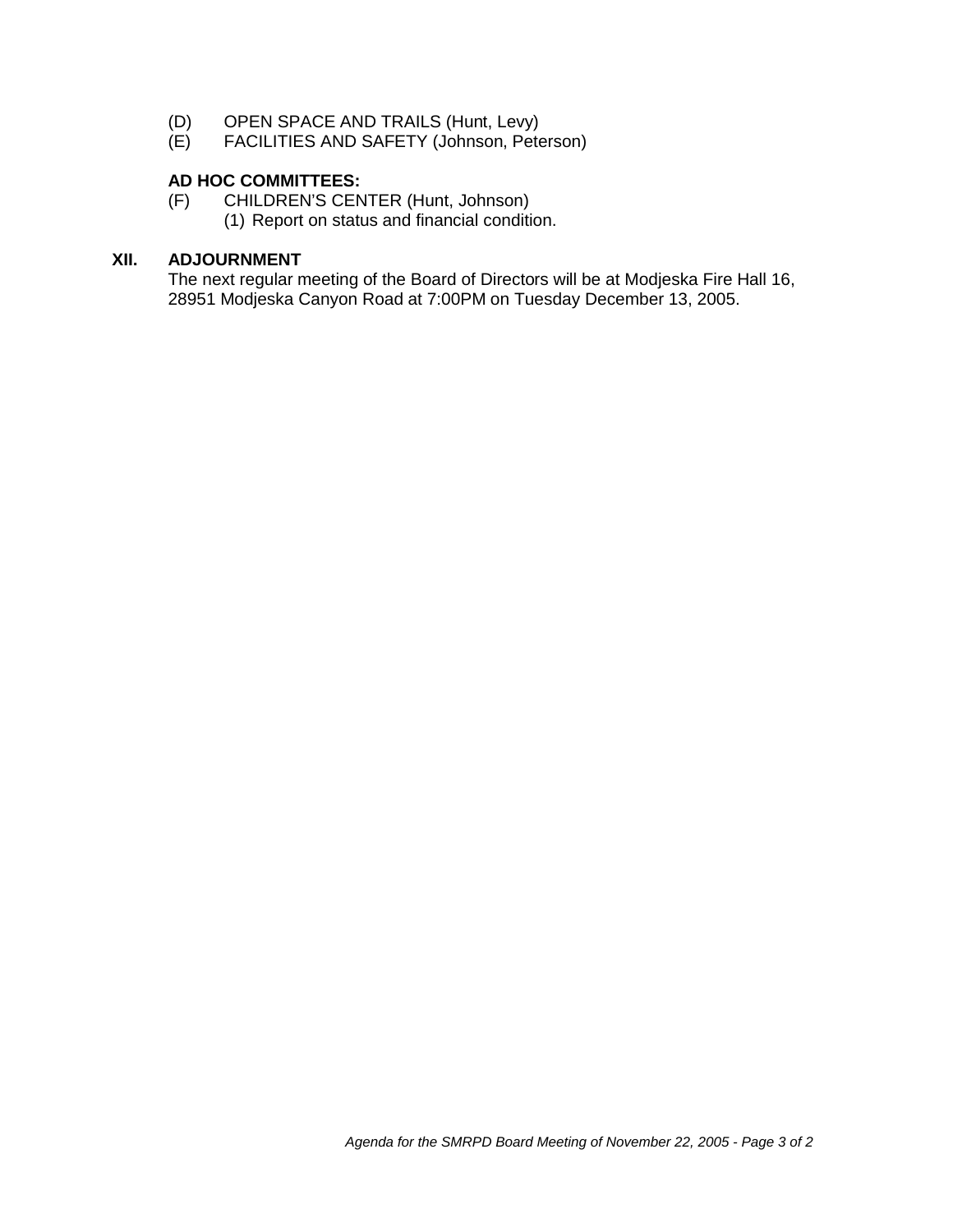(D) OPEN SPACE AND TRAILS (Hunt, Levy)
(E) FACILITIES AND SAFETY (Johnson, Peterson)

**AD HOC COMMITTEES:**

(F) CHILDREN'S CENTER (Hunt, Johnson)
 (1) Report on status and financial condition.

## XII. ADJOURNMENT

The next regular meeting of the Board of Directors will be at Modjeska Fire Hall 16, 28951 Modjeska Canyon Road at 7:00PM on Tuesday December 13, 2005.